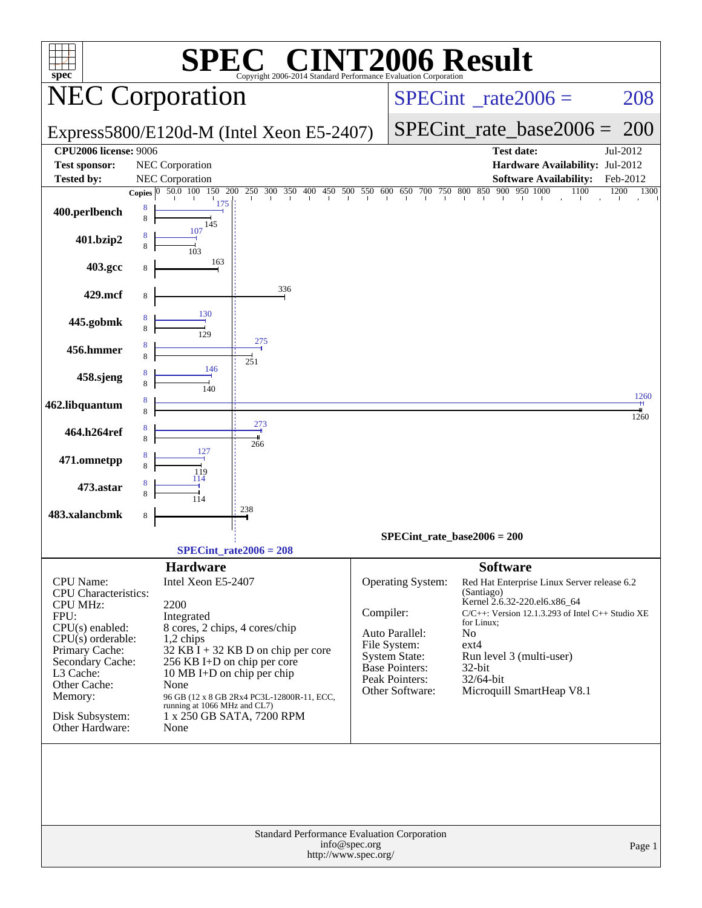# SPEC® CINT2006 Result

Copyright 2006-2014 Standard Performance Evaluation Corporation

## NEC Corporation

Express5800/E120d-M (Intel Xeon E5-2407)

SPECint_rate2006 = 208

SPECint_rate_base2006 = 200

| | | | |
|---|---|---|---|
| **CPU2006 license:** 9006 | | **Test date:** | Jul-2012 |
| **Test sponsor:** | NEC Corporation | **Hardware Availability:** | Jul-2012 |
| **Tested by:** | NEC Corporation | **Software Availability:** | Feb-2012 |

| Benchmark | Copies (peak) | Peak | Copies (base) | Base |
|---|---|---|---|---|
| 400.perlbench | 8 | 175 | 8 | 145 |
| 401.bzip2 | 8 | 107 | 8 | 103 |
| 403.gcc | | | 8 | 163 |
| 429.mcf | | | 8 | 336 |
| 445.gobmk | 8 | 130 | 8 | 129 |
| 456.hmmer | 8 | 275 | 8 | 251 |
| 458.sjeng | 8 | 146 | 8 | 140 |
| 462.libquantum | 8 | 1260 | 8 | 1260 |
| 464.h264ref | 8 | 273 | 8 | 266 |
| 471.omnetpp | 8 | 127 | 8 | 119 |
| 473.astar | 8 | 114 | 8 | 114 |
| 483.xalancbmk | | | 8 | 238 |

SPECint_rate_base2006 = 200

SPECint_rate2006 = 208

### Hardware

| | |
|---|---|
| CPU Name: | Intel Xeon E5-2407 |
| CPU Characteristics: | |
| CPU MHz: | 2200 |
| FPU: | Integrated |
| CPU(s) enabled: | 8 cores, 2 chips, 4 cores/chip |
| CPU(s) orderable: | 1,2 chips |
| Primary Cache: | 32 KB I + 32 KB D on chip per core |
| Secondary Cache: | 256 KB I+D on chip per core |
| L3 Cache: | 10 MB I+D on chip per chip |
| Other Cache: | None |
| Memory: | 96 GB (12 x 8 GB 2Rx4 PC3L-12800R-11, ECC, running at 1066 MHz and CL7) |
| Disk Subsystem: | 1 x 250 GB SATA, 7200 RPM |
| Other Hardware: | None |

### Software

| | |
|---|---|
| Operating System: | Red Hat Enterprise Linux Server release 6.2 (Santiago) Kernel 2.6.32-220.el6.x86_64 |
| Compiler: | C/C++: Version 12.1.3.293 of Intel C++ Studio XE for Linux; |
| Auto Parallel: | No |
| File System: | ext4 |
| System State: | Run level 3 (multi-user) |
| Base Pointers: | 32-bit |
| Peak Pointers: | 32/64-bit |
| Other Software: | Microquill SmartHeap V8.1 |

Standard Performance Evaluation Corporation
info@spec.org
http://www.spec.org/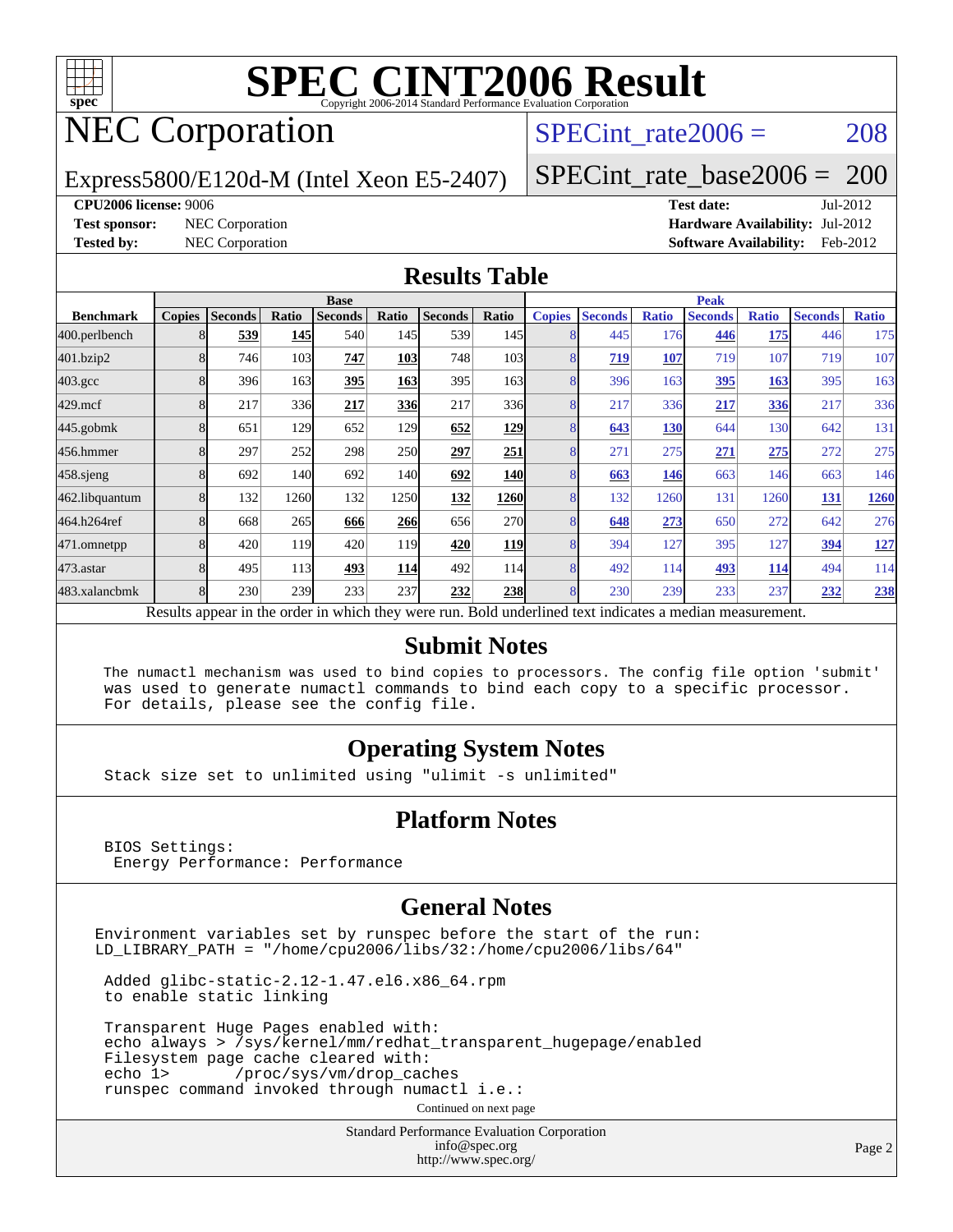# SPEC CINT2006 Result

Copyright 2006-2014 Standard Performance Evaluation Corporation

## NEC Corporation

Express5800/E120d-M (Intel Xeon E5-2407)

SPECint_rate2006 = 208

SPECint_rate_base2006 = 200

**CPU2006 license:** 9006

**Test sponsor:** NEC Corporation

**Tested by:** NEC Corporation

**Test date:** Jul-2012

**Hardware Availability:** Jul-2012

**Software Availability:** Feb-2012

## Results Table

| Benchmark | Base | | | | | | | Peak | | | | | | |
|---|---|---|---|---|---|---|---|---|---|---|---|---|---|---|
| | Copies | Seconds | Ratio | Seconds | Ratio | Seconds | Ratio | Copies | Seconds | Ratio | Seconds | Ratio | Seconds | Ratio |
| 400.perlbench | 8 | **539** | **145** | 540 | 145 | 539 | 145 | 8 | 445 | 176 | **446** | **175** | 446 | 175 |
| 401.bzip2 | 8 | 746 | 103 | **747** | **103** | 748 | 103 | 8 | **719** | **107** | 719 | 107 | 719 | 107 |
| 403.gcc | 8 | 396 | 163 | **395** | **163** | 395 | 163 | 8 | 396 | 163 | **395** | **163** | 395 | 163 |
| 429.mcf | 8 | 217 | 336 | **217** | **336** | 217 | 336 | 8 | 217 | 336 | **217** | **336** | 217 | 336 |
| 445.gobmk | 8 | 651 | 129 | 652 | 129 | **652** | **129** | 8 | **643** | **130** | 644 | 130 | 642 | 131 |
| 456.hmmer | 8 | 297 | 252 | 298 | 250 | **297** | **251** | 8 | 271 | 275 | **271** | **275** | 272 | 275 |
| 458.sjeng | 8 | 692 | 140 | 692 | 140 | **692** | **140** | 8 | **663** | **146** | 663 | 146 | 663 | 146 |
| 462.libquantum | 8 | 132 | 1260 | 132 | 1250 | **132** | **1260** | 8 | 132 | 1260 | 131 | 1260 | **131** | **1260** |
| 464.h264ref | 8 | 668 | 265 | **666** | **266** | 656 | 270 | 8 | **648** | **273** | 650 | 272 | 642 | 276 |
| 471.omnetpp | 8 | 420 | 119 | 420 | 119 | **420** | **119** | 8 | 394 | 127 | 395 | 127 | **394** | **127** |
| 473.astar | 8 | 495 | 113 | **493** | **114** | 492 | 114 | 8 | 492 | 114 | **493** | **114** | 494 | 114 |
| 483.xalancbmk | 8 | 230 | 239 | 233 | 237 | **232** | **238** | 8 | 230 | 239 | 233 | 237 | **232** | **238** |

Results appear in the order in which they were run. Bold underlined text indicates a median measurement.

## Submit Notes

```
The numactl mechanism was used to bind copies to processors. The config file option 'submit'
was used to generate numactl commands to bind each copy to a specific processor.
For details, please see the config file.
```

## Operating System Notes

```
Stack size set to unlimited using "ulimit -s unlimited"
```

## Platform Notes

```
BIOS Settings:
 Energy Performance: Performance
```

## General Notes

```
Environment variables set by runspec before the start of the run:
LD_LIBRARY_PATH = "/home/cpu2006/libs/32:/home/cpu2006/libs/64"

 Added glibc-static-2.12-1.47.el6.x86_64.rpm
 to enable static linking

 Transparent Huge Pages enabled with:
 echo always > /sys/kernel/mm/redhat_transparent_hugepage/enabled
 Filesystem page cache cleared with:
 echo 1>       /proc/sys/vm/drop_caches
 runspec command invoked through numactl i.e.:
```

Continued on next page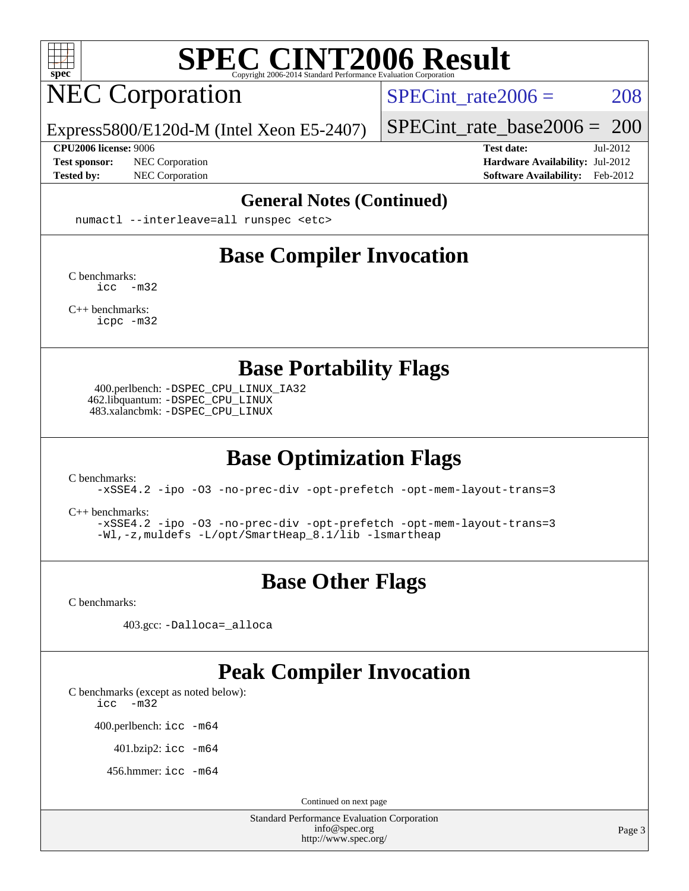# General Notes (Continued)

```
numactl --interleave=all runspec <etc>
```

# Base Compiler Invocation

C benchmarks:

```
icc  -m32
```

C++ benchmarks:

```
icpc -m32
```

# Base Portability Flags

400.perlbench: `-DSPEC_CPU_LINUX_IA32`
462.libquantum: `-DSPEC_CPU_LINUX`
483.xalancbmk: `-DSPEC_CPU_LINUX`

# Base Optimization Flags

C benchmarks:

```
-xSSE4.2 -ipo -O3 -no-prec-div -opt-prefetch -opt-mem-layout-trans=3
```

C++ benchmarks:

```
-xSSE4.2 -ipo -O3 -no-prec-div -opt-prefetch -opt-mem-layout-trans=3
-Wl,-z,muldefs -L/opt/SmartHeap_8.1/lib -lsmartheap
```

# Base Other Flags

C benchmarks:

403.gcc: `-Dalloca=_alloca`

# Peak Compiler Invocation

C benchmarks (except as noted below):

```
icc  -m32
```

400.perlbench: `icc -m64`

401.bzip2: `icc -m64`

456.hmmer: `icc -m64`

Continued on next page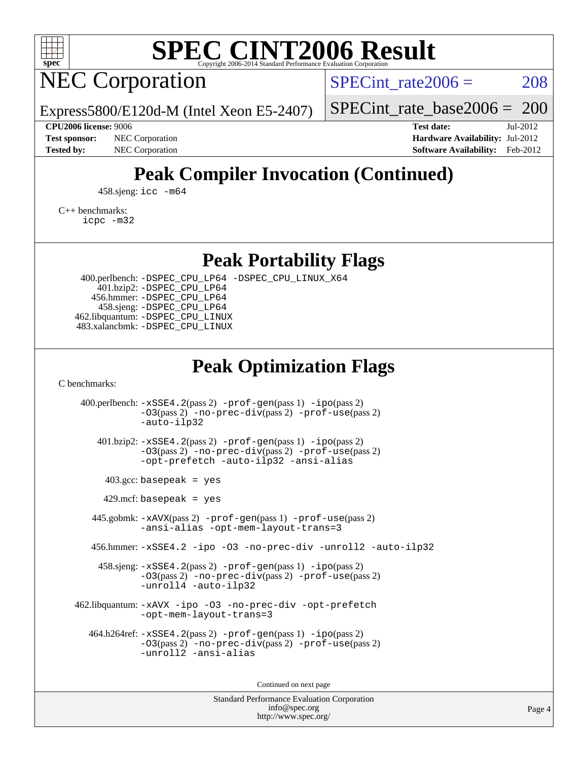## Peak Compiler Invocation (Continued)

458.sjeng: icc -m64

C++ benchmarks:
icpc -m32

## Peak Portability Flags

400.perlbench: -DSPEC_CPU_LP64 -DSPEC_CPU_LINUX_X64
401.bzip2: -DSPEC_CPU_LP64
456.hmmer: -DSPEC_CPU_LP64
458.sjeng: -DSPEC_CPU_LP64
462.libquantum: -DSPEC_CPU_LINUX
483.xalancbmk: -DSPEC_CPU_LINUX

## Peak Optimization Flags

C benchmarks:

400.perlbench: -xSSE4.2(pass 2) -prof-gen(pass 1) -ipo(pass 2) -O3(pass 2) -no-prec-div(pass 2) -prof-use(pass 2) -auto-ilp32

401.bzip2: -xSSE4.2(pass 2) -prof-gen(pass 1) -ipo(pass 2) -O3(pass 2) -no-prec-div(pass 2) -prof-use(pass 2) -opt-prefetch -auto-ilp32 -ansi-alias

403.gcc: basepeak = yes

429.mcf: basepeak = yes

445.gobmk: -xAVX(pass 2) -prof-gen(pass 1) -prof-use(pass 2) -ansi-alias -opt-mem-layout-trans=3

456.hmmer: -xSSE4.2 -ipo -O3 -no-prec-div -unroll2 -auto-ilp32

458.sjeng: -xSSE4.2(pass 2) -prof-gen(pass 1) -ipo(pass 2) -O3(pass 2) -no-prec-div(pass 2) -prof-use(pass 2) -unroll4 -auto-ilp32

462.libquantum: -xAVX -ipo -O3 -no-prec-div -opt-prefetch -opt-mem-layout-trans=3

464.h264ref: -xSSE4.2(pass 2) -prof-gen(pass 1) -ipo(pass 2) -O3(pass 2) -no-prec-div(pass 2) -prof-use(pass 2) -unroll2 -ansi-alias

Continued on next page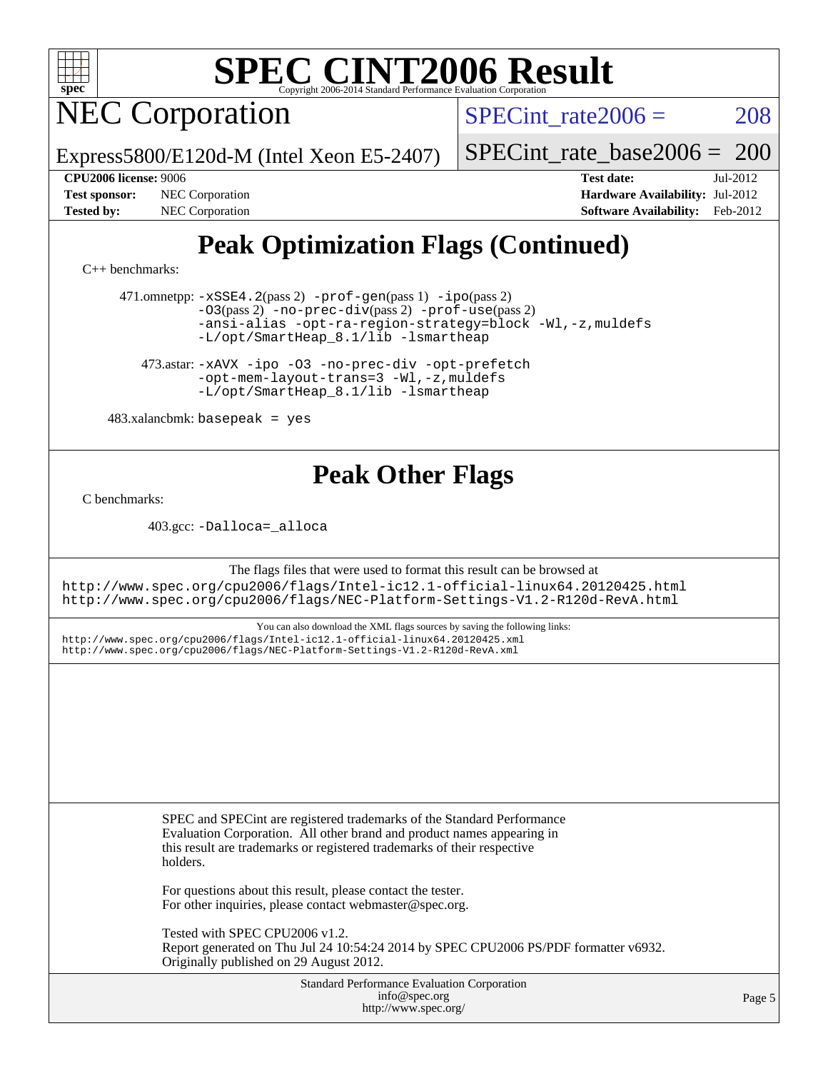# Peak Optimization Flags (Continued)

C++ benchmarks:

471.omnetpp: `-xSSE4.2`(pass 2) `-prof-gen`(pass 1) `-ipo`(pass 2) `-O3`(pass 2) `-no-prec-div`(pass 2) `-prof-use`(pass 2) `-ansi-alias` `-opt-ra-region-strategy=block` `-Wl,-z,muldefs` `-L/opt/SmartHeap_8.1/lib -lsmartheap`

473.astar: `-xAVX` `-ipo` `-O3` `-no-prec-div` `-opt-prefetch` `-opt-mem-layout-trans=3` `-Wl,-z,muldefs` `-L/opt/SmartHeap_8.1/lib -lsmartheap`

483.xalancbmk: `basepeak = yes`

# Peak Other Flags

C benchmarks:

403.gcc: `-Dalloca=_alloca`

The flags files that were used to format this result can be browsed at
http://www.spec.org/cpu2006/flags/Intel-ic12.1-official-linux64.20120425.html
http://www.spec.org/cpu2006/flags/NEC-Platform-Settings-V1.2-R120d-RevA.html

You can also download the XML flags sources by saving the following links:
http://www.spec.org/cpu2006/flags/Intel-ic12.1-official-linux64.20120425.xml
http://www.spec.org/cpu2006/flags/NEC-Platform-Settings-V1.2-R120d-RevA.xml

SPEC and SPECint are registered trademarks of the Standard Performance Evaluation Corporation. All other brand and product names appearing in this result are trademarks or registered trademarks of their respective holders.

For questions about this result, please contact the tester.
For other inquiries, please contact webmaster@spec.org.

Tested with SPEC CPU2006 v1.2.
Report generated on Thu Jul 24 10:54:24 2014 by SPEC CPU2006 PS/PDF formatter v6932.
Originally published on 29 August 2012.